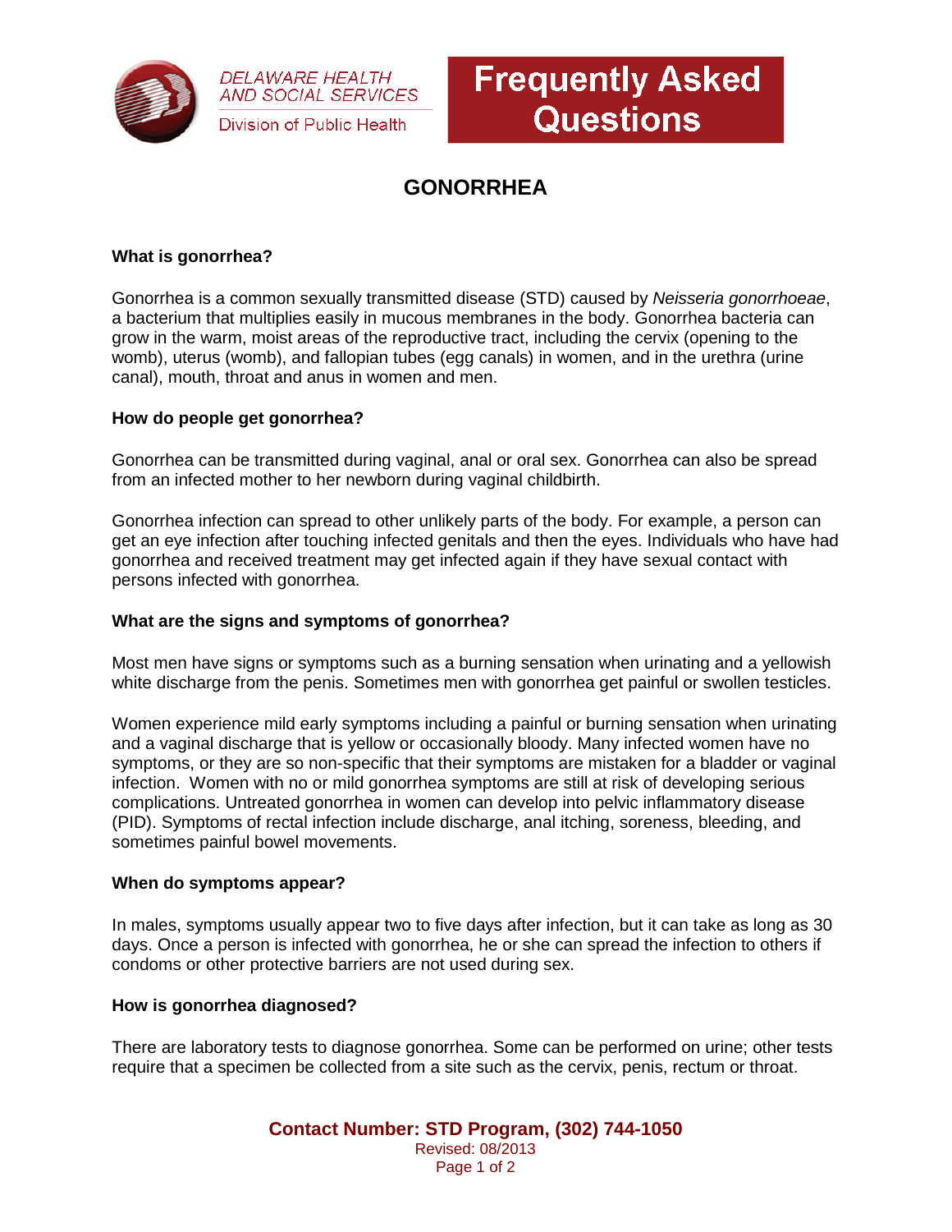DELAWARE HEALTH AND SOCIAL SERVICES

Division of Public Health

**Frequently Asked Questions**

# GONORRHEA

**What is gonorrhea?**

Gonorrhea is a common sexually transmitted disease (STD) caused by *Neisseria gonorrhoeae*, a bacterium that multiplies easily in mucous membranes in the body. Gonorrhea bacteria can grow in the warm, moist areas of the reproductive tract, including the cervix (opening to the womb), uterus (womb), and fallopian tubes (egg canals) in women, and in the urethra (urine canal), mouth, throat and anus in women and men.

**How do people get gonorrhea?**

Gonorrhea can be transmitted during vaginal, anal or oral sex. Gonorrhea can also be spread from an infected mother to her newborn during vaginal childbirth.

Gonorrhea infection can spread to other unlikely parts of the body. For example, a person can get an eye infection after touching infected genitals and then the eyes. Individuals who have had gonorrhea and received treatment may get infected again if they have sexual contact with persons infected with gonorrhea.

**What are the signs and symptoms of gonorrhea?**

Most men have signs or symptoms such as a burning sensation when urinating and a yellowish white discharge from the penis. Sometimes men with gonorrhea get painful or swollen testicles.

Women experience mild early symptoms including a painful or burning sensation when urinating and a vaginal discharge that is yellow or occasionally bloody. Many infected women have no symptoms, or they are so non-specific that their symptoms are mistaken for a bladder or vaginal infection. Women with no or mild gonorrhea symptoms are still at risk of developing serious complications. Untreated gonorrhea in women can develop into pelvic inflammatory disease (PID). Symptoms of rectal infection include discharge, anal itching, soreness, bleeding, and sometimes painful bowel movements.

**When do symptoms appear?**

In males, symptoms usually appear two to five days after infection, but it can take as long as 30 days. Once a person is infected with gonorrhea, he or she can spread the infection to others if condoms or other protective barriers are not used during sex.

**How is gonorrhea diagnosed?**

There are laboratory tests to diagnose gonorrhea. Some can be performed on urine; other tests require that a specimen be collected from a site such as the cervix, penis, rectum or throat.

**Contact Number: STD Program, (302) 744-1050**

Revised: 08/2013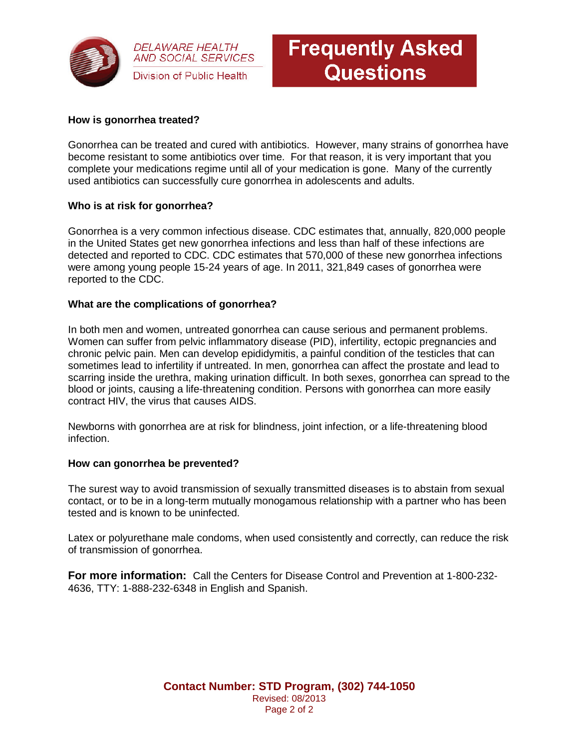### How is gonorrhea treated?

Gonorrhea can be treated and cured with antibiotics. However, many strains of gonorrhea have become resistant to some antibiotics over time. For that reason, it is very important that you complete your medications regime until all of your medication is gone. Many of the currently used antibiotics can successfully cure gonorrhea in adolescents and adults.

### Who is at risk for gonorrhea?

Gonorrhea is a very common infectious disease. CDC estimates that, annually, 820,000 people in the United States get new gonorrhea infections and less than half of these infections are detected and reported to CDC. CDC estimates that 570,000 of these new gonorrhea infections were among young people 15-24 years of age. In 2011, 321,849 cases of gonorrhea were reported to the CDC.

### What are the complications of gonorrhea?

In both men and women, untreated gonorrhea can cause serious and permanent problems. Women can suffer from pelvic inflammatory disease (PID), infertility, ectopic pregnancies and chronic pelvic pain. Men can develop epididymitis, a painful condition of the testicles that can sometimes lead to infertility if untreated. In men, gonorrhea can affect the prostate and lead to scarring inside the urethra, making urination difficult. In both sexes, gonorrhea can spread to the blood or joints, causing a life-threatening condition. Persons with gonorrhea can more easily contract HIV, the virus that causes AIDS.

Newborns with gonorrhea are at risk for blindness, joint infection, or a life-threatening blood infection.

### How can gonorrhea be prevented?

The surest way to avoid transmission of sexually transmitted diseases is to abstain from sexual contact, or to be in a long-term mutually monogamous relationship with a partner who has been tested and is known to be uninfected.

Latex or polyurethane male condoms, when used consistently and correctly, can reduce the risk of transmission of gonorrhea.

**For more information:** Call the Centers for Disease Control and Prevention at 1-800-232-4636, TTY: 1-888-232-6348 in English and Spanish.

**Contact Number: STD Program, (302) 744-1050**

Revised: 08/2013